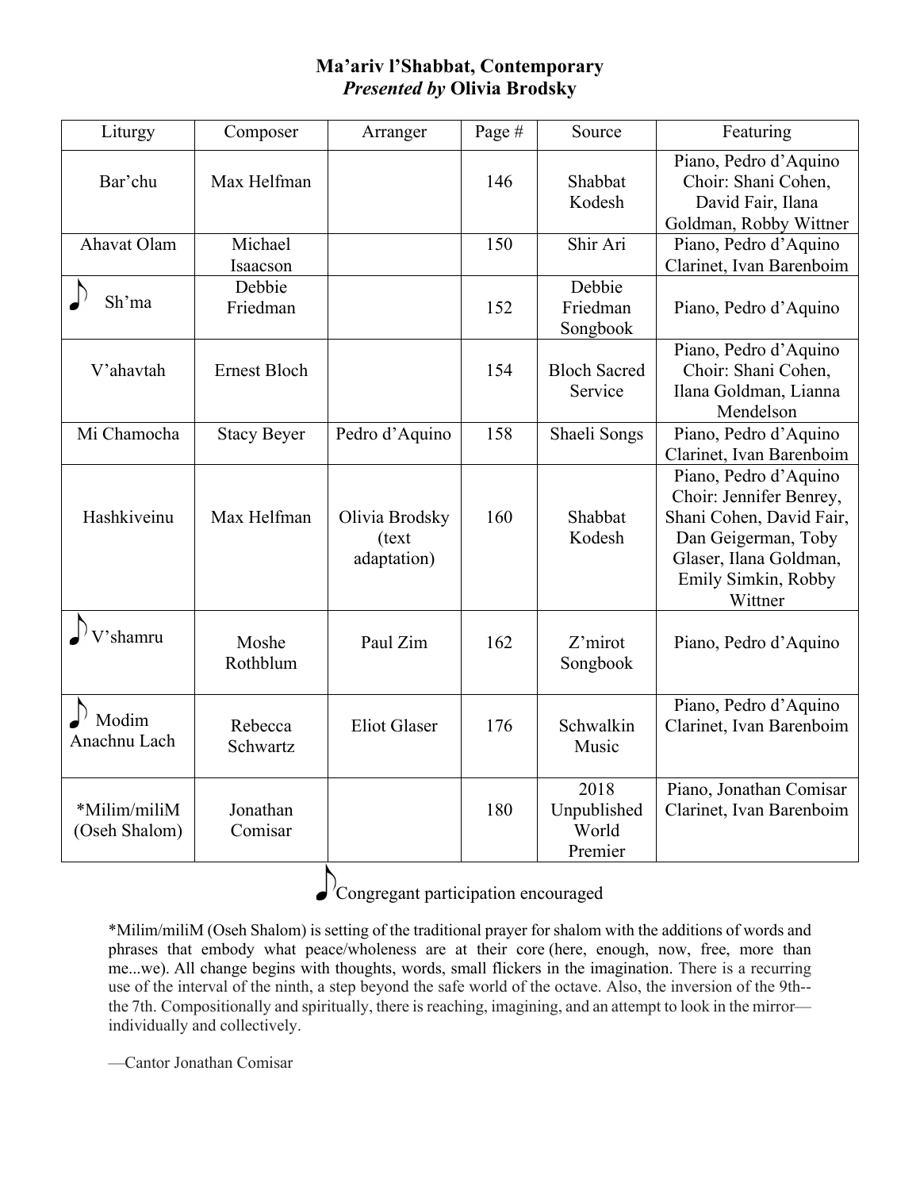# Ma'ariv l'Shabbat, Contemporary
## *Presented by* Olivia Brodsky

| Liturgy | Composer | Arranger | Page # | Source | Featuring |
|---|---|---|---|---|---|
| Bar'chu | Max Helfman | | 146 | Shabbat Kodesh | Piano, Pedro d'Aquino Choir: Shani Cohen, David Fair, Ilana Goldman, Robby Wittner |
| Ahavat Olam | Michael Isaacson | | 150 | Shir Ari | Piano, Pedro d'Aquino Clarinet, Ivan Barenboim |
| ♪ Sh'ma | Debbie Friedman | | 152 | Debbie Friedman Songbook | Piano, Pedro d'Aquino |
| V'ahavtah | Ernest Bloch | | 154 | Bloch Sacred Service | Piano, Pedro d'Aquino Choir: Shani Cohen, Ilana Goldman, Lianna Mendelson |
| Mi Chamocha | Stacy Beyer | Pedro d'Aquino | 158 | Shaeli Songs | Piano, Pedro d'Aquino Clarinet, Ivan Barenboim |
| Hashkiveinu | Max Helfman | Olivia Brodsky (text adaptation) | 160 | Shabbat Kodesh | Piano, Pedro d'Aquino Choir: Jennifer Benrey, Shani Cohen, David Fair, Dan Geigerman, Toby Glaser, Ilana Goldman, Emily Simkin, Robby Wittner |
| ♪ V'shamru | Moshe Rothblum | Paul Zim | 162 | Z'mirot Songbook | Piano, Pedro d'Aquino |
| ♪ Modim Anachnu Lach | Rebecca Schwartz | Eliot Glaser | 176 | Schwalkin Music | Piano, Pedro d'Aquino Clarinet, Ivan Barenboim |
| *Milim/miliM (Oseh Shalom) | Jonathan Comisar | | 180 | 2018 Unpublished World Premier | Piano, Jonathan Comisar Clarinet, Ivan Barenboim |

♪ Congregant participation encouraged

*Milim/miliM (Oseh Shalom) is setting of the traditional prayer for shalom with the additions of words and phrases that embody what peace/wholeness are at their core (here, enough, now, free, more than me...we). All change begins with thoughts, words, small flickers in the imagination. There is a recurring use of the interval of the ninth, a step beyond the safe world of the octave. Also, the inversion of the 9th--the 7th. Compositionally and spiritually, there is reaching, imagining, and an attempt to look in the mirror—individually and collectively.

—Cantor Jonathan Comisar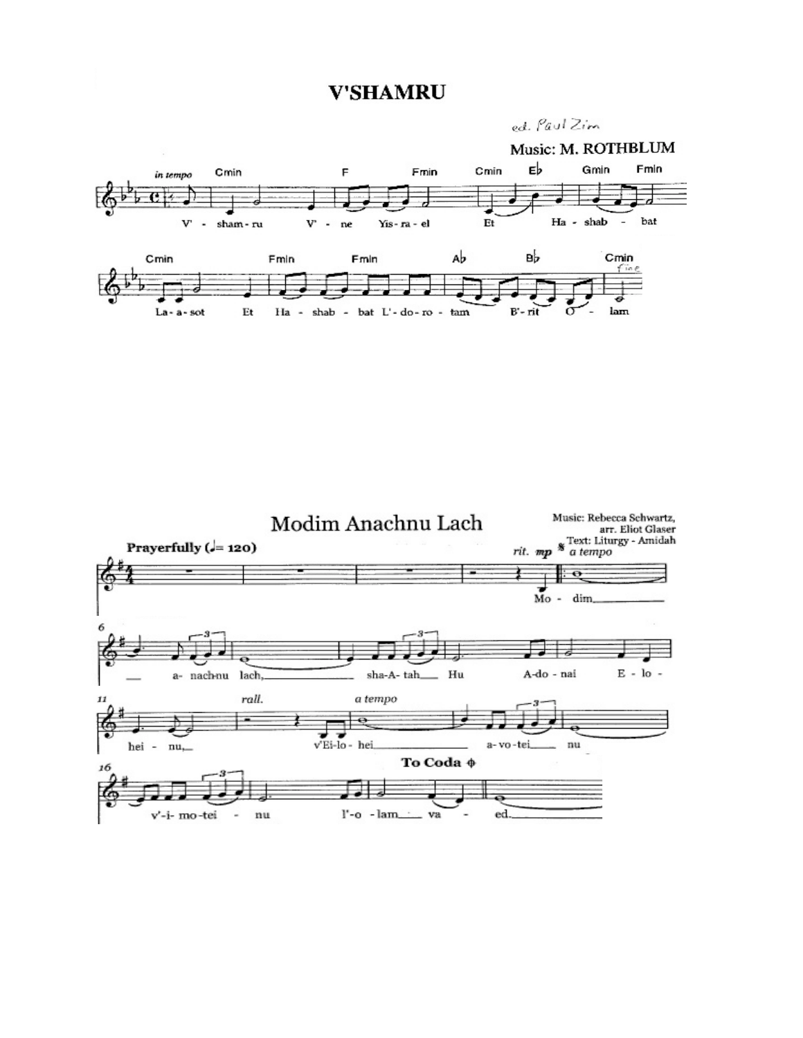# V'SHAMRU

ed. Paul Zim

Music: M. ROTHBLUM

in tempo

Cmin F Fmin Cmin E♭ Gmin Fmin

V' - sham-ru V' - ne Yis-ra-el Et Ha-shab - bat

Cmin Fmin Fmin A♭ B♭ Cmin

La-a-sot Et Ha - shab - bat L'-do-ro - tam B'-rit O - lam

Fine

# Modim Anachnu Lach

Music: Rebecca Schwartz, arr. Eliot Glaser

Text: Liturgy - Amidah

**Prayerfully (♩= 120)**

rit. *mp* a tempo

Mo - dim

6

a- nach-nu lach, sha-A- tah Hu A-do - nai E - lo -

11

rall. a tempo

hei - nu, v'Ei-lo - hei a- vo-tei nu

16

**To Coda**

v'-i- mo-tei - nu l'-o -lam va - ed.